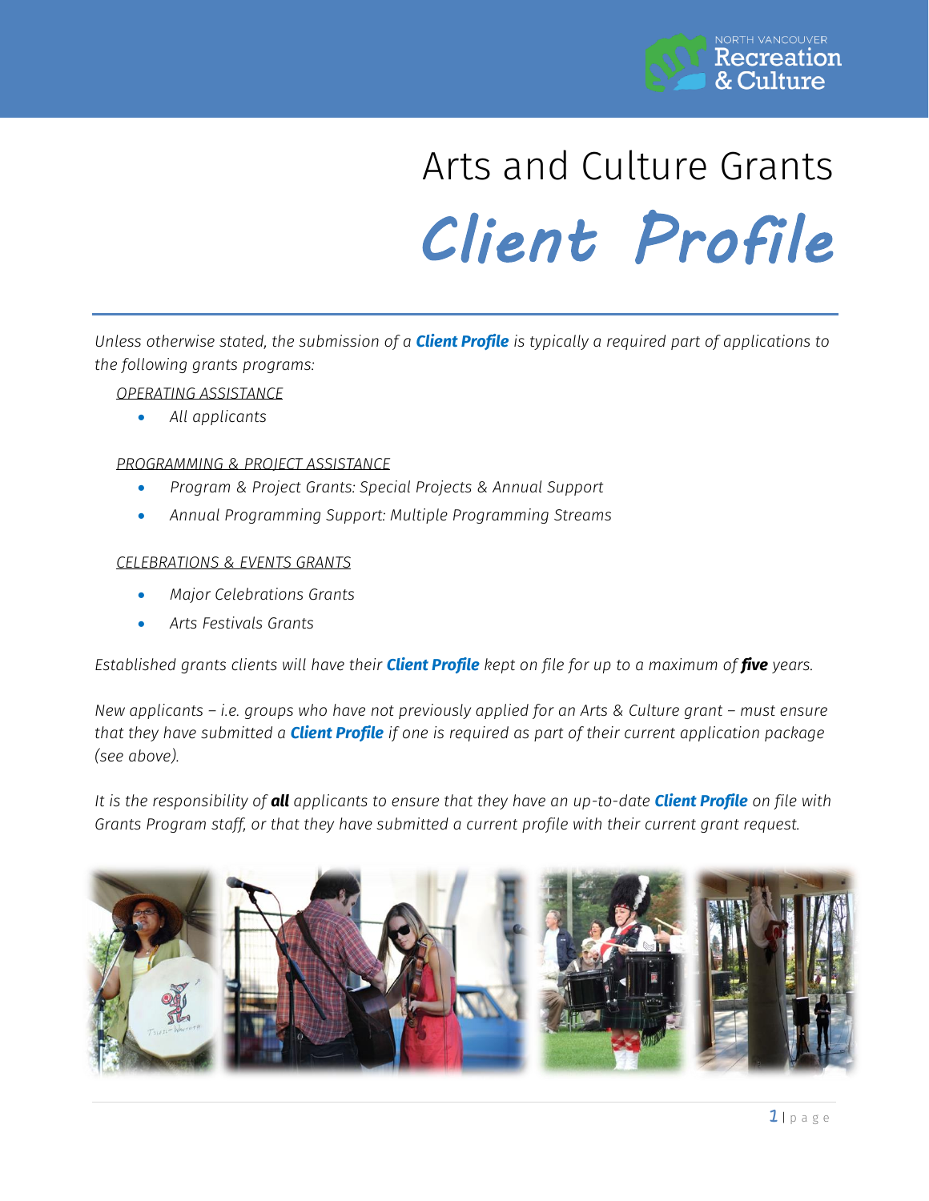# Arts and Culture Grants

# Client Profile

*Unless otherwise stated, the submission of a* ***Client Profile*** *is typically a required part of applications to the following grants programs:*

*OPERATING ASSISTANCE*

- *All applicants*

*PROGRAMMING & PROJECT ASSISTANCE*

- *Program & Project Grants: Special Projects & Annual Support*
- *Annual Programming Support: Multiple Programming Streams*

*CELEBRATIONS & EVENTS GRANTS*

- *Major Celebrations Grants*
- *Arts Festivals Grants*

*Established grants clients will have their* ***Client Profile*** *kept on file for up to a maximum of* ***five*** *years.*

*New applicants – i.e. groups who have not previously applied for an Arts & Culture grant – must ensure that they have submitted a* ***Client Profile*** *if one is required as part of their current application package (see above).*

*It is the responsibility of* ***all*** *applicants to ensure that they have an up-to-date* ***Client Profile*** *on file with Grants Program staff, or that they have submitted a current profile with their current grant request.*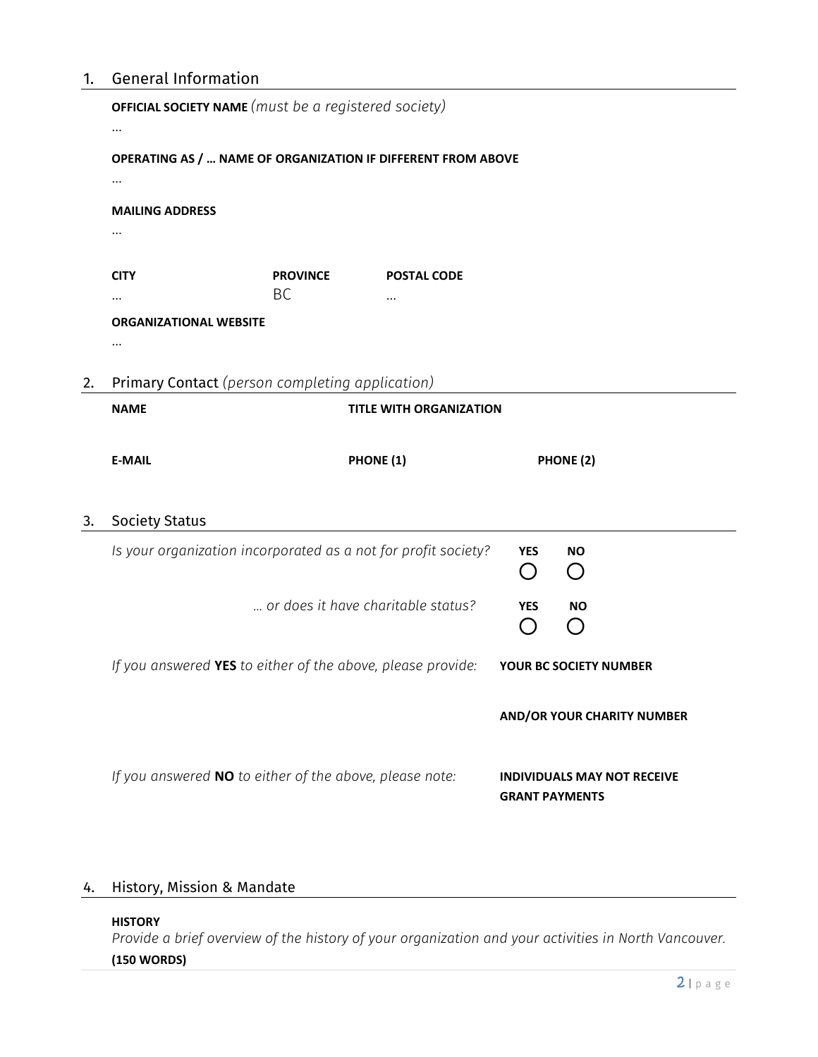## 1. General Information

**OFFICIAL SOCIETY NAME** *(must be a registered society)*

…

**OPERATING AS / … NAME OF ORGANIZATION IF DIFFERENT FROM ABOVE**

…

**MAILING ADDRESS**

…

| **CITY** | **PROVINCE** | **POSTAL CODE** |
|---|---|---|
| … | BC | … |

**ORGANIZATIONAL WEBSITE**

…

## 2. Primary Contact *(person completing application)*

| **NAME** | **TITLE WITH ORGANIZATION** | |
|---|---|---|
| | | |
| **E-MAIL** | **PHONE (1)** | **PHONE (2)** |
| | | |

## 3. Society Status

*Is your organization incorporated as a not for profit society?* **YES** ◯ **NO** ◯

*… or does it have charitable status?* **YES** ◯ **NO** ◯

*If you answered* **YES** *to either of the above, please provide:* **YOUR BC SOCIETY NUMBER**

**AND/OR YOUR CHARITY NUMBER**

*If you answered* **NO** *to either of the above, please note:* **INDIVIDUALS MAY NOT RECEIVE GRANT PAYMENTS**

## 4. History, Mission & Mandate

**HISTORY**

*Provide a brief overview of the history of your organization and your activities in North Vancouver.*

**(150 WORDS)**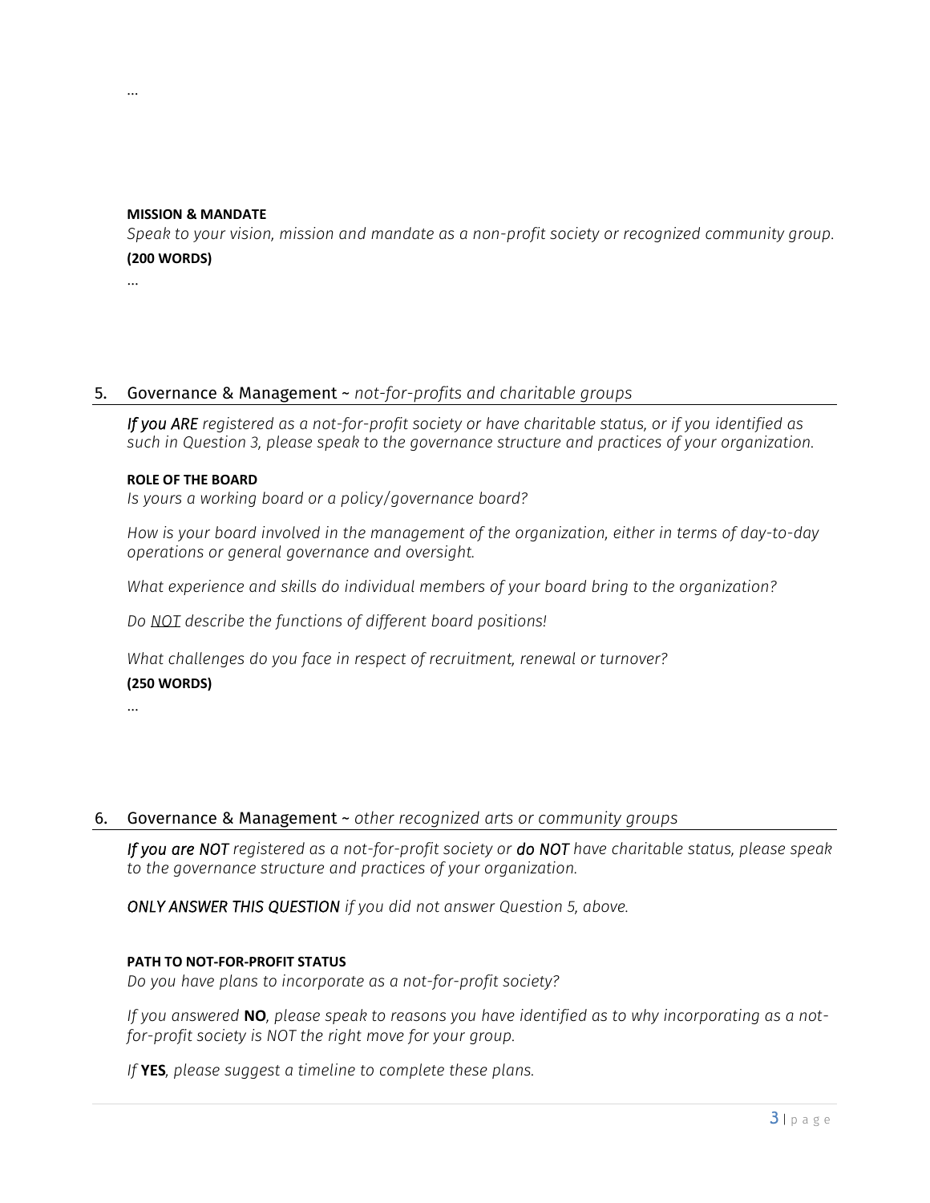…

**MISSION & MANDATE**

*Speak to your vision, mission and mandate as a non-profit society or recognized community group.*

**(200 WORDS)**

…

## 5. Governance & Management ~ *not-for-profits and charitable groups*

***If you ARE*** *registered as a not-for-profit society or have charitable status, or if you identified as such in Question 3, please speak to the governance structure and practices of your organization.*

**ROLE OF THE BOARD**

*Is yours a working board or a policy/governance board?*

*How is your board involved in the management of the organization, either in terms of day-to-day operations or general governance and oversight.*

*What experience and skills do individual members of your board bring to the organization?*

*Do <u>NOT</u> describe the functions of different board positions!*

*What challenges do you face in respect of recruitment, renewal or turnover?*

**(250 WORDS)**

…

## 6. Governance & Management ~ *other recognized arts or community groups*

***If you are NOT*** *registered as a not-for-profit society or* ***do NOT*** *have charitable status, please speak to the governance structure and practices of your organization.*

***ONLY ANSWER THIS QUESTION*** *if you did not answer Question 5, above.*

**PATH TO NOT-FOR-PROFIT STATUS**

*Do you have plans to incorporate as a not-for-profit society?*

*If you answered* ***NO****, please speak to reasons you have identified as to why incorporating as a not-for-profit society is NOT the right move for your group.*

*If* ***YES****, please suggest a timeline to complete these plans.*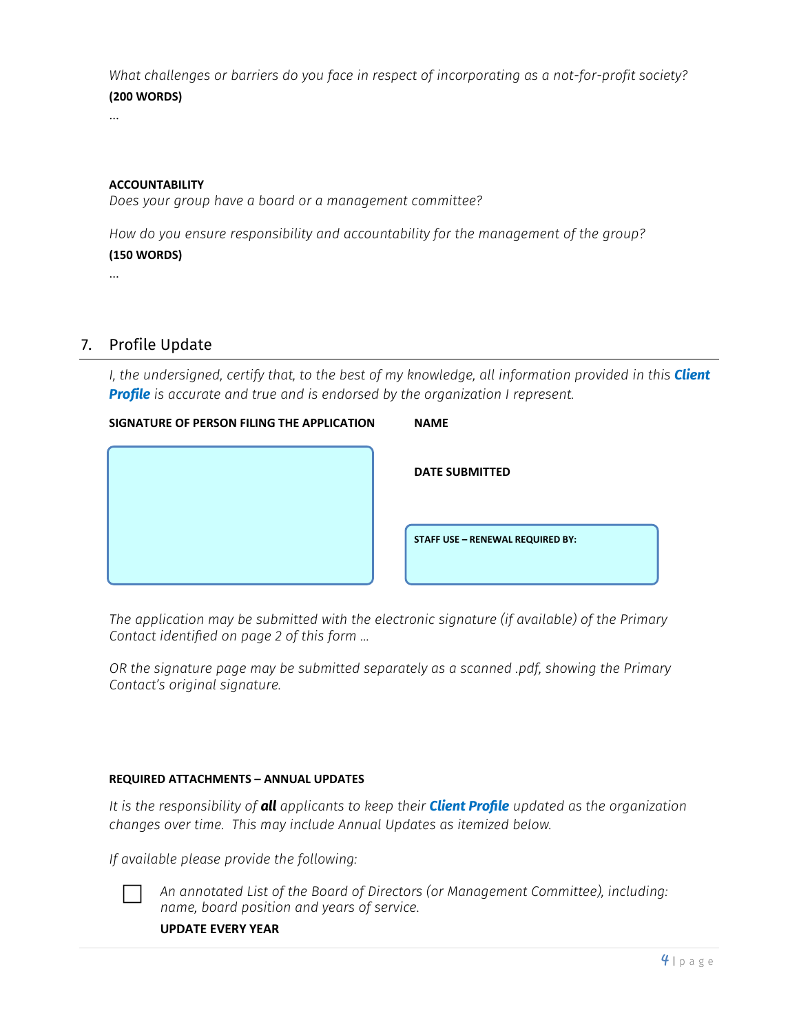*What challenges or barriers do you face in respect of incorporating as a not-for-profit society?*
**(200 WORDS)**

…

**ACCOUNTABILITY**

*Does your group have a board or a management committee?*

*How do you ensure responsibility and accountability for the management of the group?*
**(150 WORDS)**

…

## 7. Profile Update

*I, the undersigned, certify that, to the best of my knowledge, all information provided in this* ***Client Profile*** *is accurate and true and is endorsed by the organization I represent.*

**SIGNATURE OF PERSON FILING THE APPLICATION**

**NAME**

**DATE SUBMITTED**

**STAFF USE – RENEWAL REQUIRED BY:**

*The application may be submitted with the electronic signature (if available) of the Primary Contact identified on page 2 of this form …*

*OR the signature page may be submitted separately as a scanned .pdf, showing the Primary Contact's original signature.*

**REQUIRED ATTACHMENTS – ANNUAL UPDATES**

*It is the responsibility of* ***all*** *applicants to keep their* ***Client Profile*** *updated as the organization changes over time. This may include Annual Updates as itemized below.*

*If available please provide the following:*

- [ ] *An annotated List of the Board of Directors (or Management Committee), including: name, board position and years of service.*

  **UPDATE EVERY YEAR**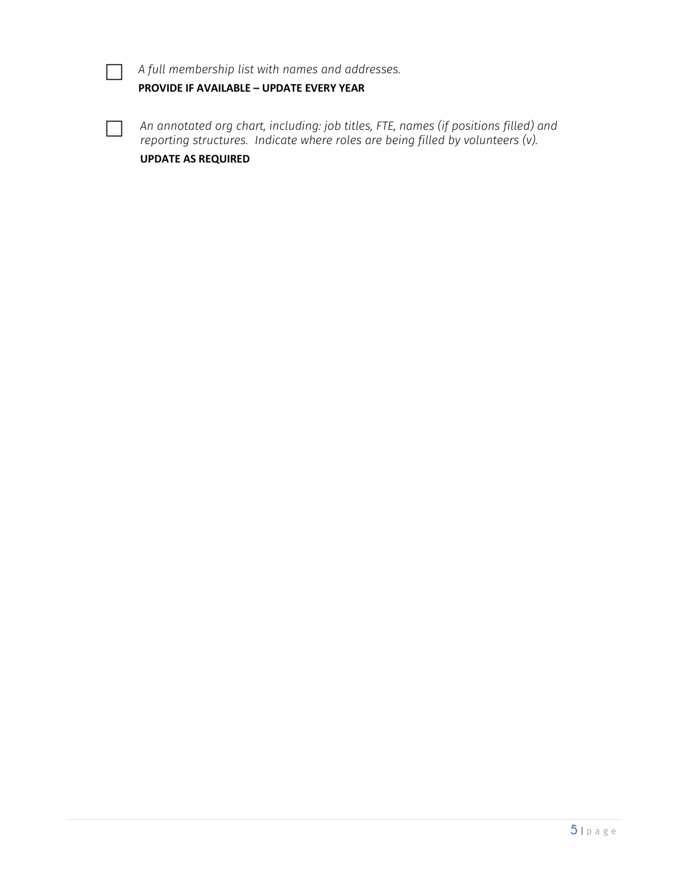- [ ] *A full membership list with names and addresses.*
  **PROVIDE IF AVAILABLE – UPDATE EVERY YEAR**

- [ ] *An annotated org chart, including: job titles, FTE, names (if positions filled) and reporting structures. Indicate where roles are being filled by volunteers (v).*
  **UPDATE AS REQUIRED**